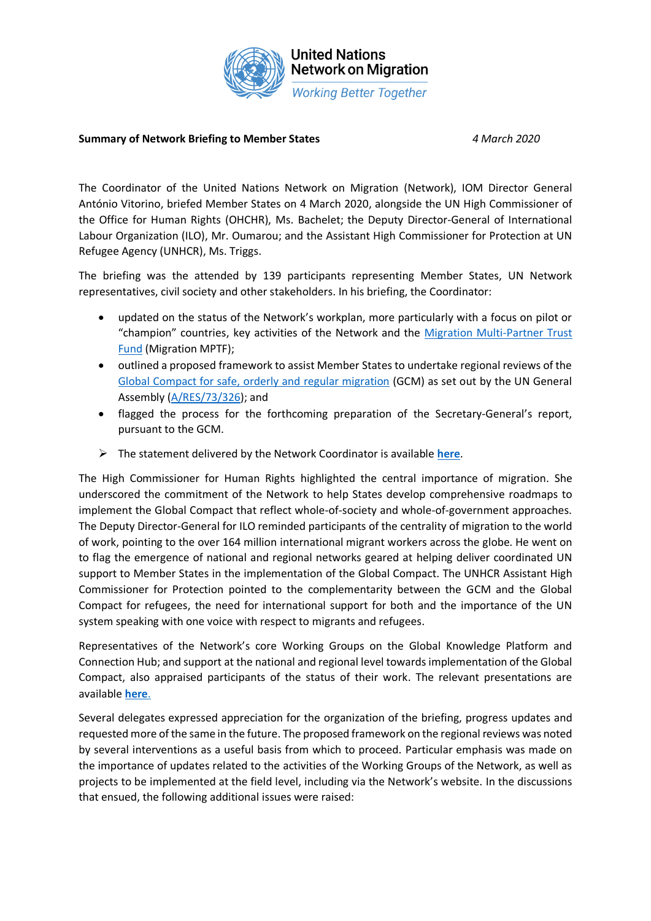United Nations Network on Migration
*Working Better Together*

**Summary of Network Briefing to Member States** *4 March 2020*

The Coordinator of the United Nations Network on Migration (Network), IOM Director General António Vitorino, briefed Member States on 4 March 2020, alongside the UN High Commissioner of the Office for Human Rights (OHCHR), Ms. Bachelet; the Deputy Director-General of International Labour Organization (ILO), Mr. Oumarou; and the Assistant High Commissioner for Protection at UN Refugee Agency (UNHCR), Ms. Triggs.

The briefing was the attended by 139 participants representing Member States, UN Network representatives, civil society and other stakeholders. In his briefing, the Coordinator:

- updated on the status of the Network's workplan, more particularly with a focus on pilot or "champion" countries, key activities of the Network and the Migration Multi-Partner Trust Fund (Migration MPTF);
- outlined a proposed framework to assist Member States to undertake regional reviews of the Global Compact for safe, orderly and regular migration (GCM) as set out by the UN General Assembly (A/RES/73/326); and
- flagged the process for the forthcoming preparation of the Secretary-General's report, pursuant to the GCM.

➢ The statement delivered by the Network Coordinator is available **here**.

The High Commissioner for Human Rights highlighted the central importance of migration. She underscored the commitment of the Network to help States develop comprehensive roadmaps to implement the Global Compact that reflect whole-of-society and whole-of-government approaches. The Deputy Director-General for ILO reminded participants of the centrality of migration to the world of work, pointing to the over 164 million international migrant workers across the globe. He went on to flag the emergence of national and regional networks geared at helping deliver coordinated UN support to Member States in the implementation of the Global Compact. The UNHCR Assistant High Commissioner for Protection pointed to the complementarity between the GCM and the Global Compact for refugees, the need for international support for both and the importance of the UN system speaking with one voice with respect to migrants and refugees.

Representatives of the Network's core Working Groups on the Global Knowledge Platform and Connection Hub; and support at the national and regional level towards implementation of the Global Compact, also appraised participants of the status of their work. The relevant presentations are available **here**.

Several delegates expressed appreciation for the organization of the briefing, progress updates and requested more of the same in the future. The proposed framework on the regional reviews was noted by several interventions as a useful basis from which to proceed. Particular emphasis was made on the importance of updates related to the activities of the Working Groups of the Network, as well as projects to be implemented at the field level, including via the Network's website. In the discussions that ensued, the following additional issues were raised: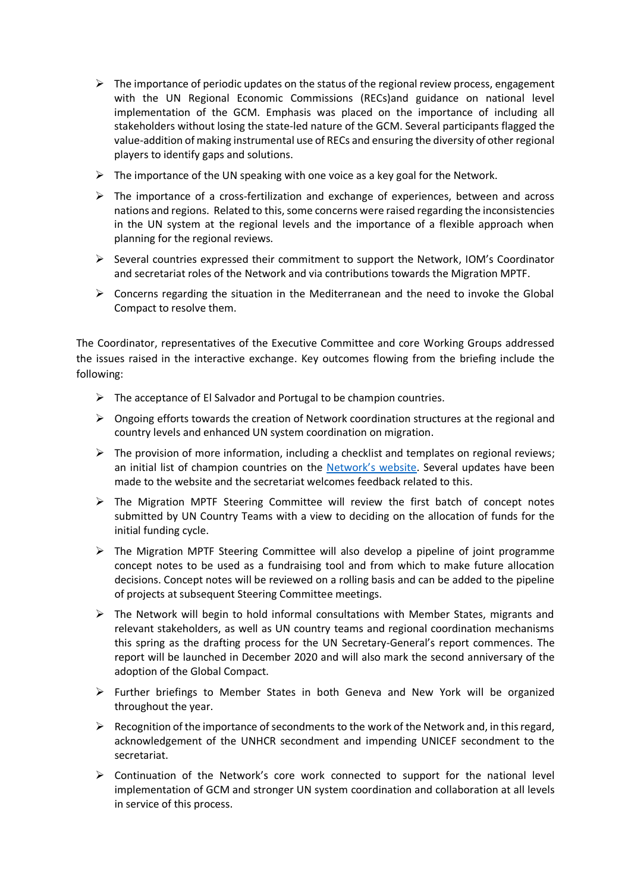- The importance of periodic updates on the status of the regional review process, engagement with the UN Regional Economic Commissions (RECs)and guidance on national level implementation of the GCM. Emphasis was placed on the importance of including all stakeholders without losing the state-led nature of the GCM. Several participants flagged the value-addition of making instrumental use of RECs and ensuring the diversity of other regional players to identify gaps and solutions.
- The importance of the UN speaking with one voice as a key goal for the Network.
- The importance of a cross-fertilization and exchange of experiences, between and across nations and regions. Related to this, some concerns were raised regarding the inconsistencies in the UN system at the regional levels and the importance of a flexible approach when planning for the regional reviews.
- Several countries expressed their commitment to support the Network, IOM's Coordinator and secretariat roles of the Network and via contributions towards the Migration MPTF.
- Concerns regarding the situation in the Mediterranean and the need to invoke the Global Compact to resolve them.

The Coordinator, representatives of the Executive Committee and core Working Groups addressed the issues raised in the interactive exchange. Key outcomes flowing from the briefing include the following:

- The acceptance of El Salvador and Portugal to be champion countries.
- Ongoing efforts towards the creation of Network coordination structures at the regional and country levels and enhanced UN system coordination on migration.
- The provision of more information, including a checklist and templates on regional reviews; an initial list of champion countries on the Network's website. Several updates have been made to the website and the secretariat welcomes feedback related to this.
- The Migration MPTF Steering Committee will review the first batch of concept notes submitted by UN Country Teams with a view to deciding on the allocation of funds for the initial funding cycle.
- The Migration MPTF Steering Committee will also develop a pipeline of joint programme concept notes to be used as a fundraising tool and from which to make future allocation decisions. Concept notes will be reviewed on a rolling basis and can be added to the pipeline of projects at subsequent Steering Committee meetings.
- The Network will begin to hold informal consultations with Member States, migrants and relevant stakeholders, as well as UN country teams and regional coordination mechanisms this spring as the drafting process for the UN Secretary-General's report commences. The report will be launched in December 2020 and will also mark the second anniversary of the adoption of the Global Compact.
- Further briefings to Member States in both Geneva and New York will be organized throughout the year.
- Recognition of the importance of secondments to the work of the Network and, in this regard, acknowledgement of the UNHCR secondment and impending UNICEF secondment to the secretariat.
- Continuation of the Network's core work connected to support for the national level implementation of GCM and stronger UN system coordination and collaboration at all levels in service of this process.